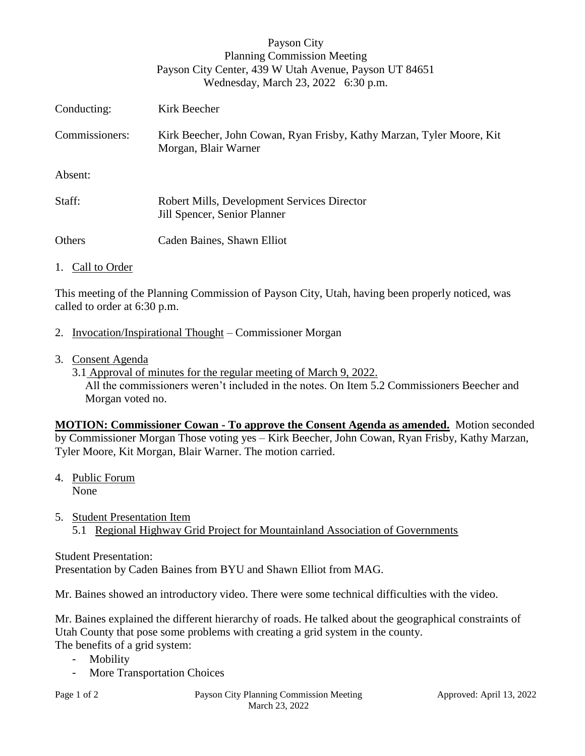Payson City
Planning Commission Meeting
Payson City Center, 439 W Utah Avenue, Payson UT 84651
Wednesday, March 23, 2022 6:30 p.m.

Conducting: Kirk Beecher

Commissioners: Kirk Beecher, John Cowan, Ryan Frisby, Kathy Marzan, Tyler Moore, Kit Morgan, Blair Warner

Absent:

Staff: Robert Mills, Development Services Director
Jill Spencer, Senior Planner

Others Caden Baines, Shawn Elliot

1. Call to Order

This meeting of the Planning Commission of Payson City, Utah, having been properly noticed, was called to order at 6:30 p.m.

2. Invocation/Inspirational Thought – Commissioner Morgan

3. Consent Agenda
   3.1 Approval of minutes for the regular meeting of March 9, 2022.
   All the commissioners weren't included in the notes. On Item 5.2 Commissioners Beecher and Morgan voted no.

**MOTION: Commissioner Cowan - To approve the Consent Agenda as amended.** Motion seconded by Commissioner Morgan Those voting yes – Kirk Beecher, John Cowan, Ryan Frisby, Kathy Marzan, Tyler Moore, Kit Morgan, Blair Warner. The motion carried.

4. Public Forum
   None

5. Student Presentation Item
   5.1 Regional Highway Grid Project for Mountainland Association of Governments

Student Presentation:
Presentation by Caden Baines from BYU and Shawn Elliot from MAG.

Mr. Baines showed an introductory video. There were some technical difficulties with the video.

Mr. Baines explained the different hierarchy of roads. He talked about the geographical constraints of Utah County that pose some problems with creating a grid system in the county.
The benefits of a grid system:

- Mobility
- More Transportation Choices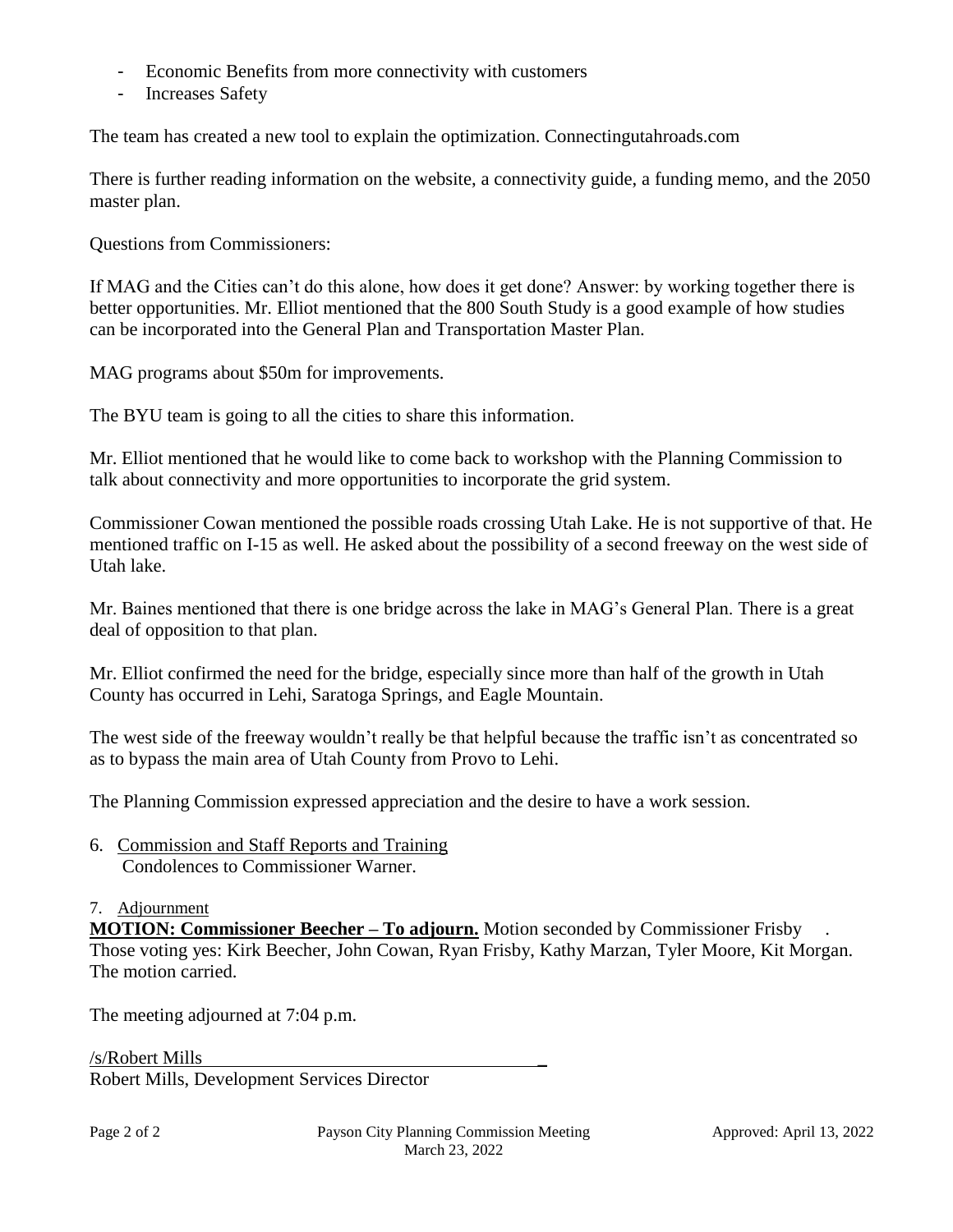- Economic Benefits from more connectivity with customers
- Increases Safety

The team has created a new tool to explain the optimization. Connectingutahroads.com

There is further reading information on the website, a connectivity guide, a funding memo, and the 2050 master plan.

Questions from Commissioners:

If MAG and the Cities can't do this alone, how does it get done? Answer: by working together there is better opportunities. Mr. Elliot mentioned that the 800 South Study is a good example of how studies can be incorporated into the General Plan and Transportation Master Plan.

MAG programs about $50m for improvements.

The BYU team is going to all the cities to share this information.

Mr. Elliot mentioned that he would like to come back to workshop with the Planning Commission to talk about connectivity and more opportunities to incorporate the grid system.

Commissioner Cowan mentioned the possible roads crossing Utah Lake. He is not supportive of that. He mentioned traffic on I-15 as well. He asked about the possibility of a second freeway on the west side of Utah lake.

Mr. Baines mentioned that there is one bridge across the lake in MAG's General Plan. There is a great deal of opposition to that plan.

Mr. Elliot confirmed the need for the bridge, especially since more than half of the growth in Utah County has occurred in Lehi, Saratoga Springs, and Eagle Mountain.

The west side of the freeway wouldn't really be that helpful because the traffic isn't as concentrated so as to bypass the main area of Utah County from Provo to Lehi.

The Planning Commission expressed appreciation and the desire to have a work session.

6. Commission and Staff Reports and Training
   Condolences to Commissioner Warner.

7. Adjournment

**MOTION: Commissioner Beecher – To adjourn.** Motion seconded by Commissioner Frisby. Those voting yes: Kirk Beecher, John Cowan, Ryan Frisby, Kathy Marzan, Tyler Moore, Kit Morgan. The motion carried.

The meeting adjourned at 7:04 p.m.

/s/Robert Mills
Robert Mills, Development Services Director

Payson City Planning Commission Meeting March 23, 2022 — Approved: April 13, 2022